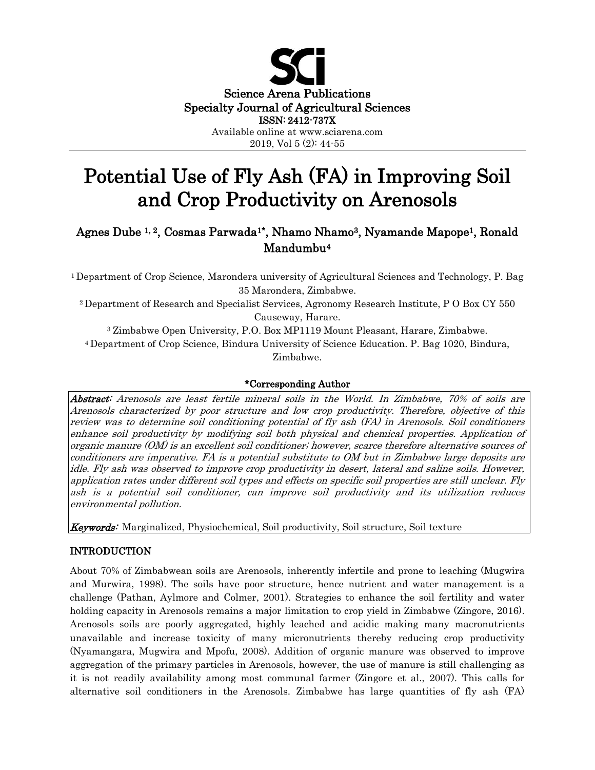Science Arena Publications
Specialty Journal of Agricultural Sciences
ISSN: 2412-737X
Available online at www.sciarena.com

# Potential Use of Fly Ash (FA) in Improving Soil and Crop Productivity on Arenosols

**Agnes Dube [1, 2], Cosmas Parwada[1*], Nhamo Nhamo[3], Nyamande Mapope[1], Ronald Mandumbu[4]**

[1] Department of Crop Science, Marondera university of Agricultural Sciences and Technology, P. Bag 35 Marondera, Zimbabwe.

[2] Department of Research and Specialist Services, Agronomy Research Institute, P O Box CY 550 Causeway, Harare.

[3] Zimbabwe Open University, P.O. Box MP1119 Mount Pleasant, Harare, Zimbabwe.

[4] Department of Crop Science, Bindura University of Science Education. P. Bag 1020, Bindura, Zimbabwe.

**\*Corresponding Author**

***Abstract:*** *Arenosols are least fertile mineral soils in the World. In Zimbabwe, 70% of soils are Arenosols characterized by poor structure and low crop productivity. Therefore, objective of this review was to determine soil conditioning potential of fly ash (FA) in Arenosols. Soil conditioners enhance soil productivity by modifying soil both physical and chemical properties. Application of organic manure (OM) is an excellent soil conditioner; however, scarce therefore alternative sources of conditioners are imperative. FA is a potential substitute to OM but in Zimbabwe large deposits are idle. Fly ash was observed to improve crop productivity in desert, lateral and saline soils. However, application rates under different soil types and effects on specific soil properties are still unclear. Fly ash is a potential soil conditioner, can improve soil productivity and its utilization reduces environmental pollution.*

***Keywords:*** Marginalized, Physiochemical, Soil productivity, Soil structure, Soil texture

## INTRODUCTION

About 70% of Zimbabwean soils are Arenosols, inherently infertile and prone to leaching (Mugwira and Murwira, 1998). The soils have poor structure, hence nutrient and water management is a challenge (Pathan, Aylmore and Colmer, 2001). Strategies to enhance the soil fertility and water holding capacity in Arenosols remains a major limitation to crop yield in Zimbabwe (Zingore, 2016). Arenosols soils are poorly aggregated, highly leached and acidic making many macronutrients unavailable and increase toxicity of many micronutrients thereby reducing crop productivity (Nyamangara, Mugwira and Mpofu, 2008). Addition of organic manure was observed to improve aggregation of the primary particles in Arenosols, however, the use of manure is still challenging as it is not readily availability among most communal farmer (Zingore et al., 2007). This calls for alternative soil conditioners in the Arenosols. Zimbabwe has large quantities of fly ash (FA)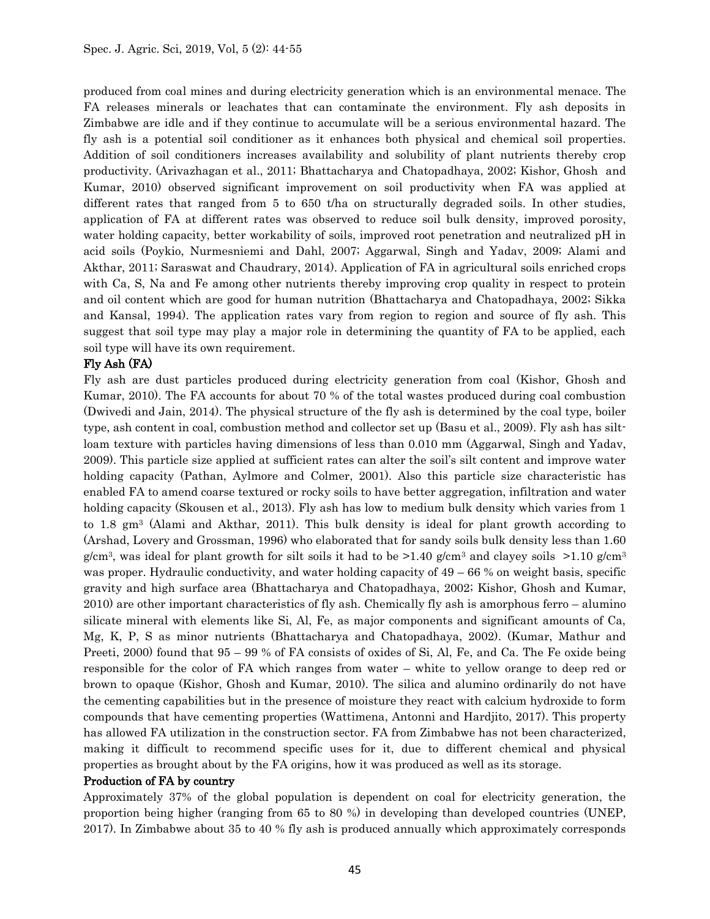produced from coal mines and during electricity generation which is an environmental menace. The FA releases minerals or leachates that can contaminate the environment. Fly ash deposits in Zimbabwe are idle and if they continue to accumulate will be a serious environmental hazard. The fly ash is a potential soil conditioner as it enhances both physical and chemical soil properties. Addition of soil conditioners increases availability and solubility of plant nutrients thereby crop productivity. (Arivazhagan et al., 2011; Bhattacharya and Chatopadhaya, 2002; Kishor, Ghosh and Kumar, 2010) observed significant improvement on soil productivity when FA was applied at different rates that ranged from 5 to 650 t/ha on structurally degraded soils. In other studies, application of FA at different rates was observed to reduce soil bulk density, improved porosity, water holding capacity, better workability of soils, improved root penetration and neutralized pH in acid soils (Poykio, Nurmesniemi and Dahl, 2007; Aggarwal, Singh and Yadav, 2009; Alami and Akthar, 2011; Saraswat and Chaudrary, 2014). Application of FA in agricultural soils enriched crops with Ca, S, Na and Fe among other nutrients thereby improving crop quality in respect to protein and oil content which are good for human nutrition (Bhattacharya and Chatopadhaya, 2002; Sikka and Kansal, 1994). The application rates vary from region to region and source of fly ash. This suggest that soil type may play a major role in determining the quantity of FA to be applied, each soil type will have its own requirement.

## Fly Ash (FA)

Fly ash are dust particles produced during electricity generation from coal (Kishor, Ghosh and Kumar, 2010). The FA accounts for about 70 % of the total wastes produced during coal combustion (Dwivedi and Jain, 2014). The physical structure of the fly ash is determined by the coal type, boiler type, ash content in coal, combustion method and collector set up (Basu et al., 2009). Fly ash has silt-loam texture with particles having dimensions of less than 0.010 mm (Aggarwal, Singh and Yadav, 2009). This particle size applied at sufficient rates can alter the soil's silt content and improve water holding capacity (Pathan, Aylmore and Colmer, 2001). Also this particle size characteristic has enabled FA to amend coarse textured or rocky soils to have better aggregation, infiltration and water holding capacity (Skousen et al., 2013). Fly ash has low to medium bulk density which varies from 1 to 1.8 $gm^3$ (Alami and Akthar, 2011). This bulk density is ideal for plant growth according to (Arshad, Lovery and Grossman, 1996) who elaborated that for sandy soils bulk density less than 1.60 $g/cm^3$, was ideal for plant growth for silt soils it had to be >1.40 $g/cm^3$ and clayey soils >1.10 $g/cm^3$ was proper. Hydraulic conductivity, and water holding capacity of 49 – 66 % on weight basis, specific gravity and high surface area (Bhattacharya and Chatopadhaya, 2002; Kishor, Ghosh and Kumar, 2010) are other important characteristics of fly ash. Chemically fly ash is amorphous ferro – alumino silicate mineral with elements like Si, Al, Fe, as major components and significant amounts of Ca, Mg, K, P, S as minor nutrients (Bhattacharya and Chatopadhaya, 2002). (Kumar, Mathur and Preeti, 2000) found that 95 – 99 % of FA consists of oxides of Si, Al, Fe, and Ca. The Fe oxide being responsible for the color of FA which ranges from water – white to yellow orange to deep red or brown to opaque (Kishor, Ghosh and Kumar, 2010). The silica and alumino ordinarily do not have the cementing capabilities but in the presence of moisture they react with calcium hydroxide to form compounds that have cementing properties (Wattimena, Antonni and Hardjito, 2017). This property has allowed FA utilization in the construction sector. FA from Zimbabwe has not been characterized, making it difficult to recommend specific uses for it, due to different chemical and physical properties as brought about by the FA origins, how it was produced as well as its storage.

## Production of FA by country

Approximately 37% of the global population is dependent on coal for electricity generation, the proportion being higher (ranging from 65 to 80 %) in developing than developed countries (UNEP, 2017). In Zimbabwe about 35 to 40 % fly ash is produced annually which approximately corresponds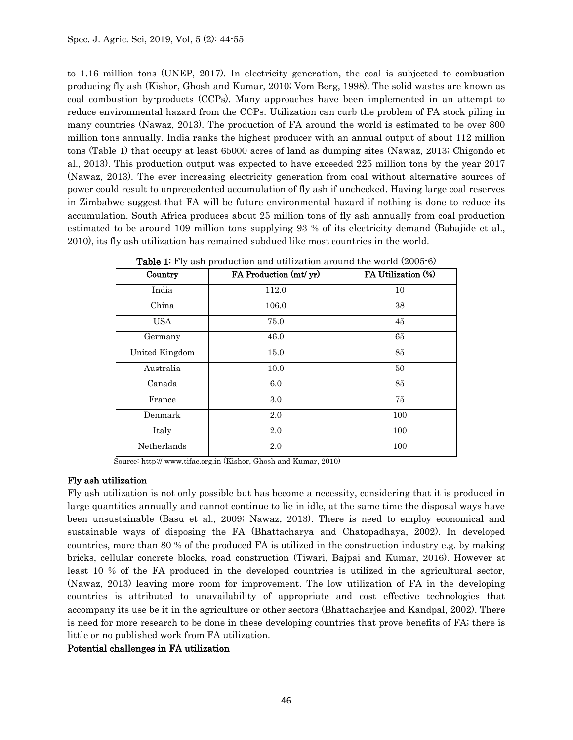to 1.16 million tons (UNEP, 2017). In electricity generation, the coal is subjected to combustion producing fly ash (Kishor, Ghosh and Kumar, 2010; Vom Berg, 1998). The solid wastes are known as coal combustion by-products (CCPs). Many approaches have been implemented in an attempt to reduce environmental hazard from the CCPs. Utilization can curb the problem of FA stock piling in many countries (Nawaz, 2013). The production of FA around the world is estimated to be over 800 million tons annually. India ranks the highest producer with an annual output of about 112 million tons (Table 1) that occupy at least 65000 acres of land as dumping sites (Nawaz, 2013; Chigondo et al., 2013). This production output was expected to have exceeded 225 million tons by the year 2017 (Nawaz, 2013). The ever increasing electricity generation from coal without alternative sources of power could result to unprecedented accumulation of fly ash if unchecked. Having large coal reserves in Zimbabwe suggest that FA will be future environmental hazard if nothing is done to reduce its accumulation. South Africa produces about 25 million tons of fly ash annually from coal production estimated to be around 109 million tons supplying 93 % of its electricity demand (Babajide et al., 2010), its fly ash utilization has remained subdued like most countries in the world.

**Table 1:** Fly ash production and utilization around the world (2005-6)

| Country | FA Production (mt/ yr) | FA Utilization (%) |
|---|---|---|
| India | 112.0 | 10 |
| China | 106.0 | 38 |
| USA | 75.0 | 45 |
| Germany | 46.0 | 65 |
| United Kingdom | 15.0 | 85 |
| Australia | 10.0 | 50 |
| Canada | 6.0 | 85 |
| France | 3.0 | 75 |
| Denmark | 2.0 | 100 |
| Italy | 2.0 | 100 |
| Netherlands | 2.0 | 100 |

Source: http:// www.tifac.org.in (Kishor, Ghosh and Kumar, 2010)

## Fly ash utilization

Fly ash utilization is not only possible but has become a necessity, considering that it is produced in large quantities annually and cannot continue to lie in idle, at the same time the disposal ways have been unsustainable (Basu et al., 2009; Nawaz, 2013). There is need to employ economical and sustainable ways of disposing the FA (Bhattacharya and Chatopadhaya, 2002). In developed countries, more than 80 % of the produced FA is utilized in the construction industry e.g. by making bricks, cellular concrete blocks, road construction (Tiwari, Bajpai and Kumar, 2016). However at least 10 % of the FA produced in the developed countries is utilized in the agricultural sector, (Nawaz, 2013) leaving more room for improvement. The low utilization of FA in the developing countries is attributed to unavailability of appropriate and cost effective technologies that accompany its use be it in the agriculture or other sectors (Bhattacharjee and Kandpal, 2002). There is need for more research to be done in these developing countries that prove benefits of FA; there is little or no published work from FA utilization.

## Potential challenges in FA utilization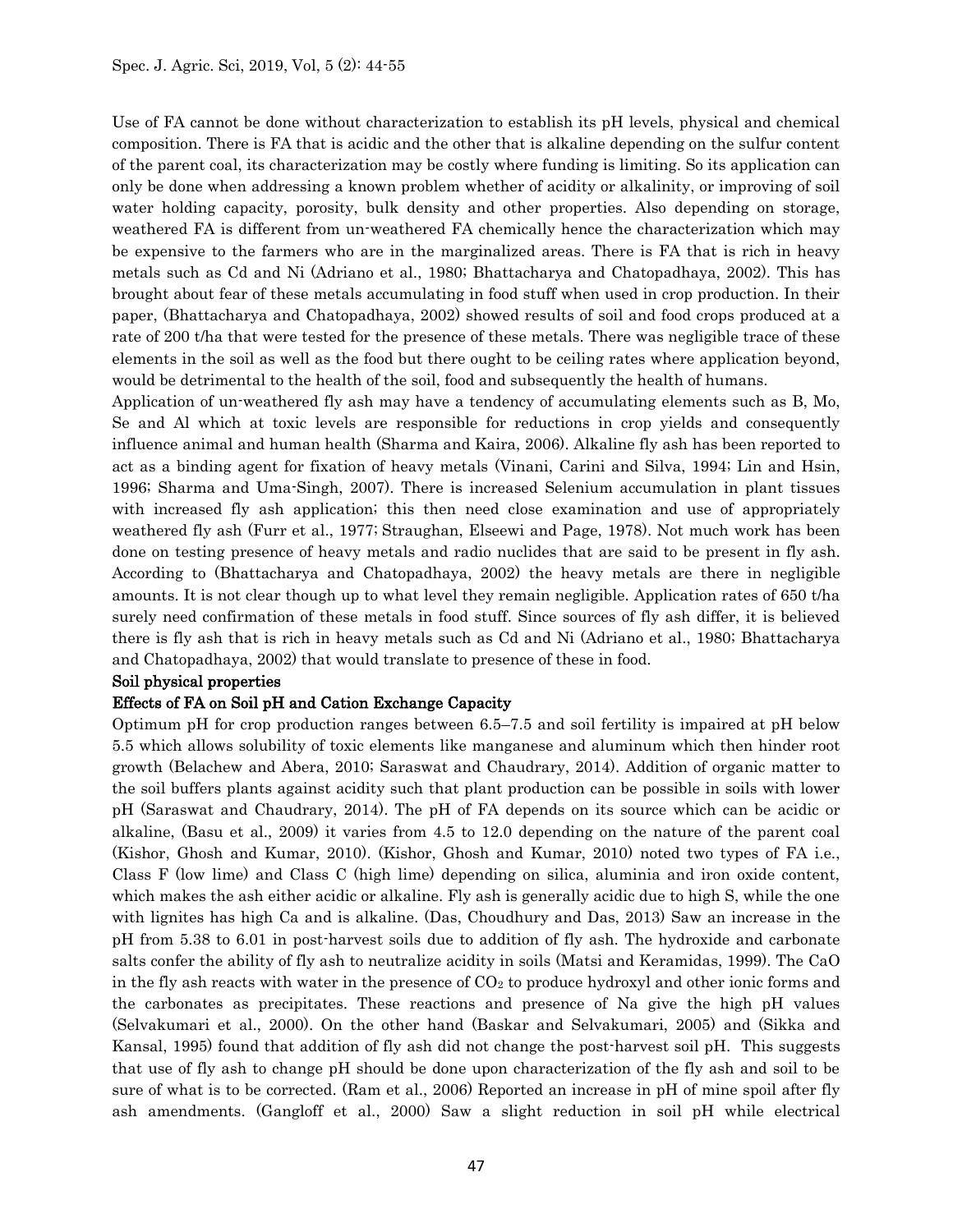Use of FA cannot be done without characterization to establish its pH levels, physical and chemical composition. There is FA that is acidic and the other that is alkaline depending on the sulfur content of the parent coal, its characterization may be costly where funding is limiting. So its application can only be done when addressing a known problem whether of acidity or alkalinity, or improving of soil water holding capacity, porosity, bulk density and other properties. Also depending on storage, weathered FA is different from un-weathered FA chemically hence the characterization which may be expensive to the farmers who are in the marginalized areas. There is FA that is rich in heavy metals such as Cd and Ni (Adriano et al., 1980; Bhattacharya and Chatopadhaya, 2002). This has brought about fear of these metals accumulating in food stuff when used in crop production. In their paper, (Bhattacharya and Chatopadhaya, 2002) showed results of soil and food crops produced at a rate of 200 t/ha that were tested for the presence of these metals. There was negligible trace of these elements in the soil as well as the food but there ought to be ceiling rates where application beyond, would be detrimental to the health of the soil, food and subsequently the health of humans.

Application of un-weathered fly ash may have a tendency of accumulating elements such as B, Mo, Se and Al which at toxic levels are responsible for reductions in crop yields and consequently influence animal and human health (Sharma and Kaira, 2006). Alkaline fly ash has been reported to act as a binding agent for fixation of heavy metals (Vinani, Carini and Silva, 1994; Lin and Hsin, 1996; Sharma and Uma-Singh, 2007). There is increased Selenium accumulation in plant tissues with increased fly ash application; this then need close examination and use of appropriately weathered fly ash (Furr et al., 1977; Straughan, Elseewi and Page, 1978). Not much work has been done on testing presence of heavy metals and radio nuclides that are said to be present in fly ash. According to (Bhattacharya and Chatopadhaya, 2002) the heavy metals are there in negligible amounts. It is not clear though up to what level they remain negligible. Application rates of 650 t/ha surely need confirmation of these metals in food stuff. Since sources of fly ash differ, it is believed there is fly ash that is rich in heavy metals such as Cd and Ni (Adriano et al., 1980; Bhattacharya and Chatopadhaya, 2002) that would translate to presence of these in food.

**Soil physical properties**

**Effects of FA on Soil pH and Cation Exchange Capacity**

Optimum pH for crop production ranges between 6.5–7.5 and soil fertility is impaired at pH below 5.5 which allows solubility of toxic elements like manganese and aluminum which then hinder root growth (Belachew and Abera, 2010; Saraswat and Chaudrary, 2014). Addition of organic matter to the soil buffers plants against acidity such that plant production can be possible in soils with lower pH (Saraswat and Chaudrary, 2014). The pH of FA depends on its source which can be acidic or alkaline, (Basu et al., 2009) it varies from 4.5 to 12.0 depending on the nature of the parent coal (Kishor, Ghosh and Kumar, 2010). (Kishor, Ghosh and Kumar, 2010) noted two types of FA i.e., Class F (low lime) and Class C (high lime) depending on silica, aluminia and iron oxide content, which makes the ash either acidic or alkaline. Fly ash is generally acidic due to high S, while the one with lignites has high Ca and is alkaline. (Das, Choudhury and Das, 2013) Saw an increase in the pH from 5.38 to 6.01 in post-harvest soils due to addition of fly ash. The hydroxide and carbonate salts confer the ability of fly ash to neutralize acidity in soils (Matsi and Keramidas, 1999). The CaO in the fly ash reacts with water in the presence of $CO_2$ to produce hydroxyl and other ionic forms and the carbonates as precipitates. These reactions and presence of Na give the high pH values (Selvakumari et al., 2000). On the other hand (Baskar and Selvakumari, 2005) and (Sikka and Kansal, 1995) found that addition of fly ash did not change the post-harvest soil pH. This suggests that use of fly ash to change pH should be done upon characterization of the fly ash and soil to be sure of what is to be corrected. (Ram et al., 2006) Reported an increase in pH of mine spoil after fly ash amendments. (Gangloff et al., 2000) Saw a slight reduction in soil pH while electrical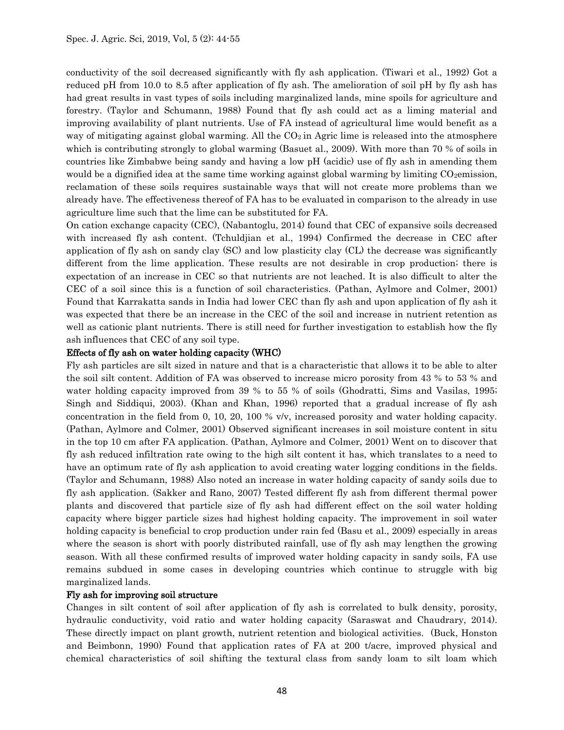conductivity of the soil decreased significantly with fly ash application. (Tiwari et al., 1992) Got a reduced pH from 10.0 to 8.5 after application of fly ash. The amelioration of soil pH by fly ash has had great results in vast types of soils including marginalized lands, mine spoils for agriculture and forestry. (Taylor and Schumann, 1988) Found that fly ash could act as a liming material and improving availability of plant nutrients. Use of FA instead of agricultural lime would benefit as a way of mitigating against global warming. All the $CO_2$ in Agric lime is released into the atmosphere which is contributing strongly to global warming (Basuet al., 2009). With more than 70 % of soils in countries like Zimbabwe being sandy and having a low pH (acidic) use of fly ash in amending them would be a dignified idea at the same time working against global warming by limiting $CO_2$emission, reclamation of these soils requires sustainable ways that will not create more problems than we already have. The effectiveness thereof of FA has to be evaluated in comparison to the already in use agriculture lime such that the lime can be substituted for FA.

On cation exchange capacity (CEC), (Nabantoglu, 2014) found that CEC of expansive soils decreased with increased fly ash content. (Tchuldjian et al., 1994) Confirmed the decrease in CEC after application of fly ash on sandy clay (SC) and low plasticity clay (CL) the decrease was significantly different from the lime application. These results are not desirable in crop production; there is expectation of an increase in CEC so that nutrients are not leached. It is also difficult to alter the CEC of a soil since this is a function of soil characteristics. (Pathan, Aylmore and Colmer, 2001) Found that Karrakatta sands in India had lower CEC than fly ash and upon application of fly ash it was expected that there be an increase in the CEC of the soil and increase in nutrient retention as well as cationic plant nutrients. There is still need for further investigation to establish how the fly ash influences that CEC of any soil type.

### Effects of fly ash on water holding capacity (WHC)

Fly ash particles are silt sized in nature and that is a characteristic that allows it to be able to alter the soil silt content. Addition of FA was observed to increase micro porosity from 43 % to 53 % and water holding capacity improved from 39 % to 55 % of soils (Ghodratti, Sims and Vasilas, 1995; Singh and Siddiqui, 2003). (Khan and Khan, 1996) reported that a gradual increase of fly ash concentration in the field from 0, 10, 20, 100 % v/v, increased porosity and water holding capacity. (Pathan, Aylmore and Colmer, 2001) Observed significant increases in soil moisture content in situ in the top 10 cm after FA application. (Pathan, Aylmore and Colmer, 2001) Went on to discover that fly ash reduced infiltration rate owing to the high silt content it has, which translates to a need to have an optimum rate of fly ash application to avoid creating water logging conditions in the fields. (Taylor and Schumann, 1988) Also noted an increase in water holding capacity of sandy soils due to fly ash application. (Sakker and Rano, 2007) Tested different fly ash from different thermal power plants and discovered that particle size of fly ash had different effect on the soil water holding capacity where bigger particle sizes had highest holding capacity. The improvement in soil water holding capacity is beneficial to crop production under rain fed (Basu et al., 2009) especially in areas where the season is short with poorly distributed rainfall, use of fly ash may lengthen the growing season. With all these confirmed results of improved water holding capacity in sandy soils, FA use remains subdued in some cases in developing countries which continue to struggle with big marginalized lands.

### Fly ash for improving soil structure

Changes in silt content of soil after application of fly ash is correlated to bulk density, porosity, hydraulic conductivity, void ratio and water holding capacity (Saraswat and Chaudrary, 2014). These directly impact on plant growth, nutrient retention and biological activities. (Buck, Honston and Beimbonn, 1990) Found that application rates of FA at 200 t/acre, improved physical and chemical characteristics of soil shifting the textural class from sandy loam to silt loam which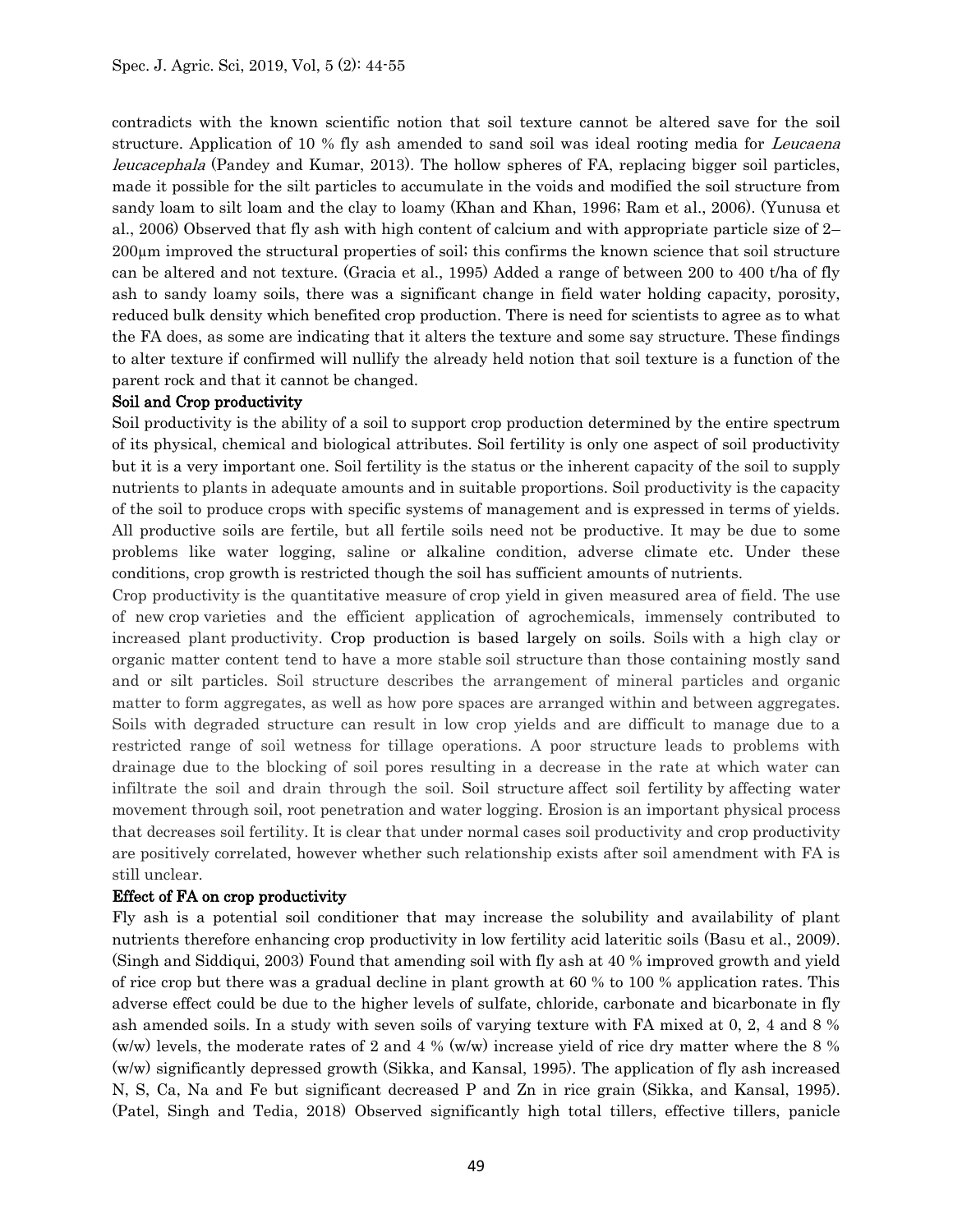contradicts with the known scientific notion that soil texture cannot be altered save for the soil structure. Application of 10 % fly ash amended to sand soil was ideal rooting media for *Leucaena leucacephala* (Pandey and Kumar, 2013). The hollow spheres of FA, replacing bigger soil particles, made it possible for the silt particles to accumulate in the voids and modified the soil structure from sandy loam to silt loam and the clay to loamy (Khan and Khan, 1996; Ram et al., 2006). (Yunusa et al., 2006) Observed that fly ash with high content of calcium and with appropriate particle size of 2–200µm improved the structural properties of soil; this confirms the known science that soil structure can be altered and not texture. (Gracia et al., 1995) Added a range of between 200 to 400 t/ha of fly ash to sandy loamy soils, there was a significant change in field water holding capacity, porosity, reduced bulk density which benefited crop production. There is need for scientists to agree as to what the FA does, as some are indicating that it alters the texture and some say structure. These findings to alter texture if confirmed will nullify the already held notion that soil texture is a function of the parent rock and that it cannot be changed.

## Soil and Crop productivity

Soil productivity is the ability of a soil to support crop production determined by the entire spectrum of its physical, chemical and biological attributes. Soil fertility is only one aspect of soil productivity but it is a very important one. Soil fertility is the status or the inherent capacity of the soil to supply nutrients to plants in adequate amounts and in suitable proportions. Soil productivity is the capacity of the soil to produce crops with specific systems of management and is expressed in terms of yields. All productive soils are fertile, but all fertile soils need not be productive. It may be due to some problems like water logging, saline or alkaline condition, adverse climate etc. Under these conditions, crop growth is restricted though the soil has sufficient amounts of nutrients.

Crop productivity is the quantitative measure of crop yield in given measured area of field. The use of new crop varieties and the efficient application of agrochemicals, immensely contributed to increased plant productivity. Crop production is based largely on soils. Soils with a high clay or organic matter content tend to have a more stable soil structure than those containing mostly sand and or silt particles. Soil structure describes the arrangement of mineral particles and organic matter to form aggregates, as well as how pore spaces are arranged within and between aggregates. Soils with degraded structure can result in low crop yields and are difficult to manage due to a restricted range of soil wetness for tillage operations. A poor structure leads to problems with drainage due to the blocking of soil pores resulting in a decrease in the rate at which water can infiltrate the soil and drain through the soil. Soil structure affect soil fertility by affecting water movement through soil, root penetration and water logging. Erosion is an important physical process that decreases soil fertility. It is clear that under normal cases soil productivity and crop productivity are positively correlated, however whether such relationship exists after soil amendment with FA is still unclear.

## Effect of FA on crop productivity

Fly ash is a potential soil conditioner that may increase the solubility and availability of plant nutrients therefore enhancing crop productivity in low fertility acid lateritic soils (Basu et al., 2009). (Singh and Siddiqui, 2003) Found that amending soil with fly ash at 40 % improved growth and yield of rice crop but there was a gradual decline in plant growth at 60 % to 100 % application rates. This adverse effect could be due to the higher levels of sulfate, chloride, carbonate and bicarbonate in fly ash amended soils. In a study with seven soils of varying texture with FA mixed at 0, 2, 4 and 8 % (w/w) levels, the moderate rates of 2 and 4 % (w/w) increase yield of rice dry matter where the 8 % (w/w) significantly depressed growth (Sikka, and Kansal, 1995). The application of fly ash increased N, S, Ca, Na and Fe but significant decreased P and Zn in rice grain (Sikka, and Kansal, 1995). (Patel, Singh and Tedia, 2018) Observed significantly high total tillers, effective tillers, panicle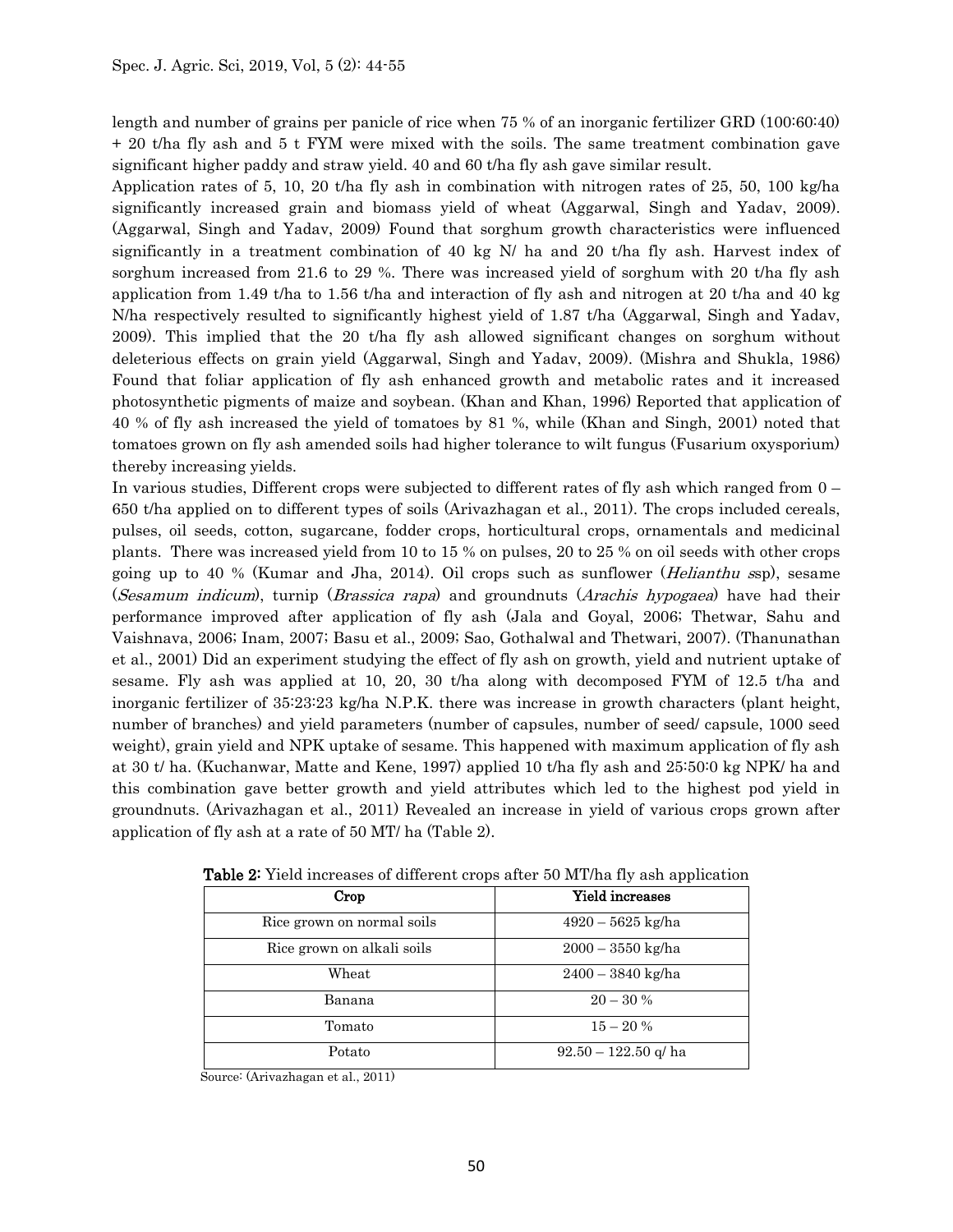length and number of grains per panicle of rice when 75 % of an inorganic fertilizer GRD (100:60:40) + 20 t/ha fly ash and 5 t FYM were mixed with the soils. The same treatment combination gave significant higher paddy and straw yield. 40 and 60 t/ha fly ash gave similar result.

Application rates of 5, 10, 20 t/ha fly ash in combination with nitrogen rates of 25, 50, 100 kg/ha significantly increased grain and biomass yield of wheat (Aggarwal, Singh and Yadav, 2009). (Aggarwal, Singh and Yadav, 2009) Found that sorghum growth characteristics were influenced significantly in a treatment combination of 40 kg N/ ha and 20 t/ha fly ash. Harvest index of sorghum increased from 21.6 to 29 %. There was increased yield of sorghum with 20 t/ha fly ash application from 1.49 t/ha to 1.56 t/ha and interaction of fly ash and nitrogen at 20 t/ha and 40 kg N/ha respectively resulted to significantly highest yield of 1.87 t/ha (Aggarwal, Singh and Yadav, 2009). This implied that the 20 t/ha fly ash allowed significant changes on sorghum without deleterious effects on grain yield (Aggarwal, Singh and Yadav, 2009). (Mishra and Shukla, 1986) Found that foliar application of fly ash enhanced growth and metabolic rates and it increased photosynthetic pigments of maize and soybean. (Khan and Khan, 1996) Reported that application of 40 % of fly ash increased the yield of tomatoes by 81 %, while (Khan and Singh, 2001) noted that tomatoes grown on fly ash amended soils had higher tolerance to wilt fungus (Fusarium oxysporium) thereby increasing yields.

In various studies, Different crops were subjected to different rates of fly ash which ranged from 0 – 650 t/ha applied on to different types of soils (Arivazhagan et al., 2011). The crops included cereals, pulses, oil seeds, cotton, sugarcane, fodder crops, horticultural crops, ornamentals and medicinal plants. There was increased yield from 10 to 15 % on pulses, 20 to 25 % on oil seeds with other crops going up to 40 % (Kumar and Jha, 2014). Oil crops such as sunflower (*Helianthu s*sp), sesame (*Sesamum indicum*), turnip (*Brassica rapa*) and groundnuts (*Arachis hypogaea*) have had their performance improved after application of fly ash (Jala and Goyal, 2006; Thetwar, Sahu and Vaishnava, 2006; Inam, 2007; Basu et al., 2009; Sao, Gothalwal and Thetwari, 2007). (Thanunathan et al., 2001) Did an experiment studying the effect of fly ash on growth, yield and nutrient uptake of sesame. Fly ash was applied at 10, 20, 30 t/ha along with decomposed FYM of 12.5 t/ha and inorganic fertilizer of 35:23:23 kg/ha N.P.K. there was increase in growth characters (plant height, number of branches) and yield parameters (number of capsules, number of seed/ capsule, 1000 seed weight), grain yield and NPK uptake of sesame. This happened with maximum application of fly ash at 30 t/ ha. (Kuchanwar, Matte and Kene, 1997) applied 10 t/ha fly ash and 25:50:0 kg NPK/ ha and this combination gave better growth and yield attributes which led to the highest pod yield in groundnuts. (Arivazhagan et al., 2011) Revealed an increase in yield of various crops grown after application of fly ash at a rate of 50 MT/ ha (Table 2).

**Table 2:** Yield increases of different crops after 50 MT/ha fly ash application

| Crop | Yield increases |
|---|---|
| Rice grown on normal soils | 4920 – 5625 kg/ha |
| Rice grown on alkali soils | 2000 – 3550 kg/ha |
| Wheat | 2400 – 3840 kg/ha |
| Banana | 20 – 30 % |
| Tomato | 15 – 20 % |
| Potato | 92.50 – 122.50 q/ ha |

Source: (Arivazhagan et al., 2011)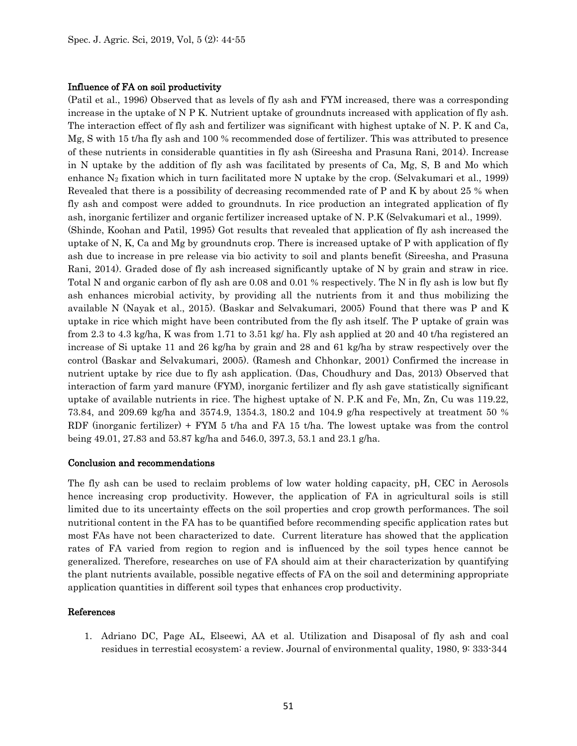### Influence of FA on soil productivity

(Patil et al., 1996) Observed that as levels of fly ash and FYM increased, there was a corresponding increase in the uptake of N P K. Nutrient uptake of groundnuts increased with application of fly ash. The interaction effect of fly ash and fertilizer was significant with highest uptake of N. P. K and Ca, Mg, S with 15 t/ha fly ash and 100 % recommended dose of fertilizer. This was attributed to presence of these nutrients in considerable quantities in fly ash (Sireesha and Prasuna Rani, 2014). Increase in N uptake by the addition of fly ash was facilitated by presents of Ca, Mg, S, B and Mo which enhance $N_2$ fixation which in turn facilitated more N uptake by the crop. (Selvakumari et al., 1999) Revealed that there is a possibility of decreasing recommended rate of P and K by about 25 % when fly ash and compost were added to groundnuts. In rice production an integrated application of fly ash, inorganic fertilizer and organic fertilizer increased uptake of N. P.K (Selvakumari et al., 1999). (Shinde, Koohan and Patil, 1995) Got results that revealed that application of fly ash increased the uptake of N, K, Ca and Mg by groundnuts crop. There is increased uptake of P with application of fly ash due to increase in pre release via bio activity to soil and plants benefit (Sireesha, and Prasuna Rani, 2014). Graded dose of fly ash increased significantly uptake of N by grain and straw in rice. Total N and organic carbon of fly ash are 0.08 and 0.01 % respectively. The N in fly ash is low but fly ash enhances microbial activity, by providing all the nutrients from it and thus mobilizing the available N (Nayak et al., 2015). (Baskar and Selvakumari, 2005) Found that there was P and K uptake in rice which might have been contributed from the fly ash itself. The P uptake of grain was from 2.3 to 4.3 kg/ha, K was from 1.71 to 3.51 kg/ ha. Fly ash applied at 20 and 40 t/ha registered an increase of Si uptake 11 and 26 kg/ha by grain and 28 and 61 kg/ha by straw respectively over the control (Baskar and Selvakumari, 2005). (Ramesh and Chhonkar, 2001) Confirmed the increase in nutrient uptake by rice due to fly ash application. (Das, Choudhury and Das, 2013) Observed that interaction of farm yard manure (FYM), inorganic fertilizer and fly ash gave statistically significant uptake of available nutrients in rice. The highest uptake of N. P.K and Fe, Mn, Zn, Cu was 119.22, 73.84, and 209.69 kg/ha and 3574.9, 1354.3, 180.2 and 104.9 g/ha respectively at treatment 50 % RDF (inorganic fertilizer) + FYM 5 t/ha and FA 15 t/ha. The lowest uptake was from the control being 49.01, 27.83 and 53.87 kg/ha and 546.0, 397.3, 53.1 and 23.1 g/ha.

### Conclusion and recommendations

The fly ash can be used to reclaim problems of low water holding capacity, pH, CEC in Aerosols hence increasing crop productivity. However, the application of FA in agricultural soils is still limited due to its uncertainty effects on the soil properties and crop growth performances. The soil nutritional content in the FA has to be quantified before recommending specific application rates but most FAs have not been characterized to date. Current literature has showed that the application rates of FA varied from region to region and is influenced by the soil types hence cannot be generalized. Therefore, researches on use of FA should aim at their characterization by quantifying the plant nutrients available, possible negative effects of FA on the soil and determining appropriate application quantities in different soil types that enhances crop productivity.

### References

1. Adriano DC, Page AL, Elseewi, AA et al. Utilization and Disaposal of fly ash and coal residues in terrestial ecosystem: a review. Journal of environmental quality, 1980, 9: 333-344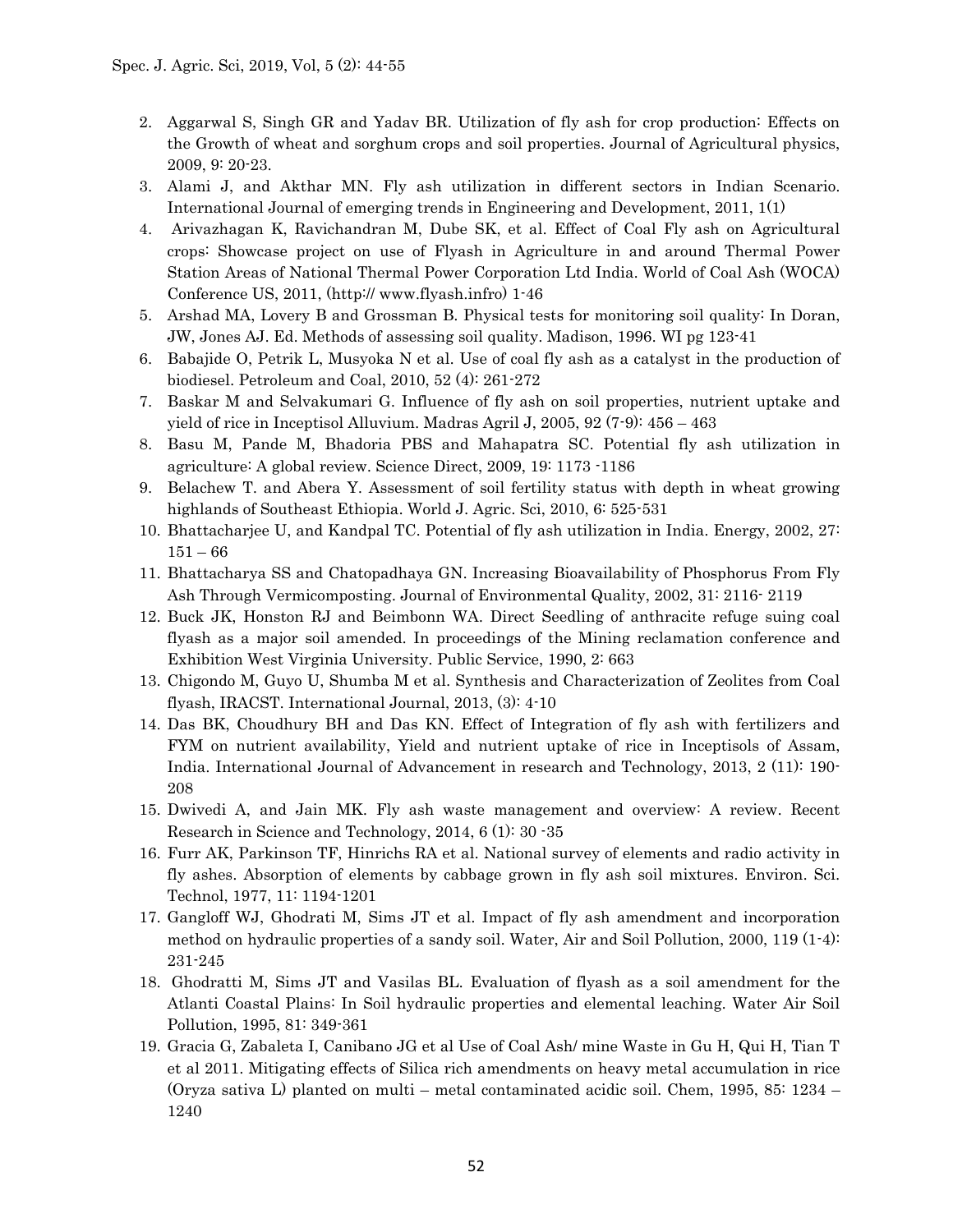2. Aggarwal S, Singh GR and Yadav BR. Utilization of fly ash for crop production: Effects on the Growth of wheat and sorghum crops and soil properties. Journal of Agricultural physics, 2009, 9: 20-23.
3. Alami J, and Akthar MN. Fly ash utilization in different sectors in Indian Scenario. International Journal of emerging trends in Engineering and Development, 2011, 1(1)
4. Arivazhagan K, Ravichandran M, Dube SK, et al. Effect of Coal Fly ash on Agricultural crops: Showcase project on use of Flyash in Agriculture in and around Thermal Power Station Areas of National Thermal Power Corporation Ltd India. World of Coal Ash (WOCA) Conference US, 2011, (http:// www.flyash.infro) 1-46
5. Arshad MA, Lovery B and Grossman B. Physical tests for monitoring soil quality: In Doran, JW, Jones AJ. Ed. Methods of assessing soil quality. Madison, 1996. WI pg 123-41
6. Babajide O, Petrik L, Musyoka N et al. Use of coal fly ash as a catalyst in the production of biodiesel. Petroleum and Coal, 2010, 52 (4): 261-272
7. Baskar M and Selvakumari G. Influence of fly ash on soil properties, nutrient uptake and yield of rice in Inceptisol Alluvium. Madras Agril J, 2005, 92 (7-9): 456 – 463
8. Basu M, Pande M, Bhadoria PBS and Mahapatra SC. Potential fly ash utilization in agriculture: A global review. Science Direct, 2009, 19: 1173 -1186
9. Belachew T. and Abera Y. Assessment of soil fertility status with depth in wheat growing highlands of Southeast Ethiopia. World J. Agric. Sci, 2010, 6: 525-531
10. Bhattacharjee U, and Kandpal TC. Potential of fly ash utilization in India. Energy, 2002, 27: 151 – 66
11. Bhattacharya SS and Chatopadhaya GN. Increasing Bioavailability of Phosphorus From Fly Ash Through Vermicomposting. Journal of Environmental Quality, 2002, 31: 2116- 2119
12. Buck JK, Honston RJ and Beimbonn WA. Direct Seedling of anthracite refuge suing coal flyash as a major soil amended. In proceedings of the Mining reclamation conference and Exhibition West Virginia University. Public Service, 1990, 2: 663
13. Chigondo M, Guyo U, Shumba M et al. Synthesis and Characterization of Zeolites from Coal flyash, IRACST. International Journal, 2013, (3): 4-10
14. Das BK, Choudhury BH and Das KN. Effect of Integration of fly ash with fertilizers and FYM on nutrient availability, Yield and nutrient uptake of rice in Inceptisols of Assam, India. International Journal of Advancement in research and Technology, 2013, 2 (11): 190-208
15. Dwivedi A, and Jain MK. Fly ash waste management and overview: A review. Recent Research in Science and Technology, 2014, 6 (1): 30 -35
16. Furr AK, Parkinson TF, Hinrichs RA et al. National survey of elements and radio activity in fly ashes. Absorption of elements by cabbage grown in fly ash soil mixtures. Environ. Sci. Technol, 1977, 11: 1194-1201
17. Gangloff WJ, Ghodrati M, Sims JT et al. Impact of fly ash amendment and incorporation method on hydraulic properties of a sandy soil. Water, Air and Soil Pollution, 2000, 119 (1-4): 231-245
18. Ghodratti M, Sims JT and Vasilas BL. Evaluation of flyash as a soil amendment for the Atlanti Coastal Plains: In Soil hydraulic properties and elemental leaching. Water Air Soil Pollution, 1995, 81: 349-361
19. Gracia G, Zabaleta I, Canibano JG et al Use of Coal Ash/ mine Waste in Gu H, Qui H, Tian T et al 2011. Mitigating effects of Silica rich amendments on heavy metal accumulation in rice (Oryza sativa L) planted on multi – metal contaminated acidic soil. Chem, 1995, 85: 1234 – 1240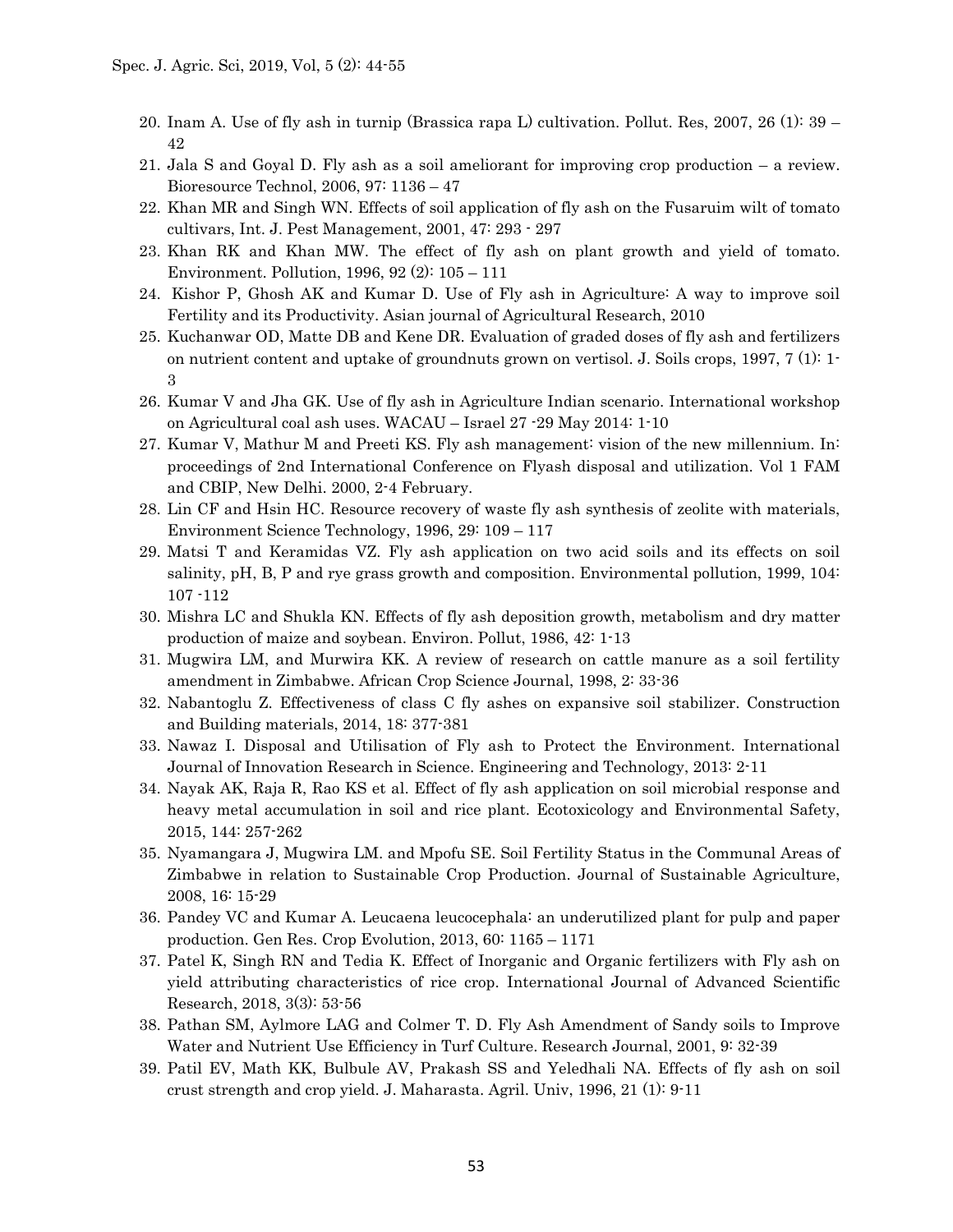20. Inam A. Use of fly ash in turnip (Brassica rapa L) cultivation. Pollut. Res, 2007, 26 (1): 39 – 42
21. Jala S and Goyal D. Fly ash as a soil ameliorant for improving crop production – a review. Bioresource Technol, 2006, 97: 1136 – 47
22. Khan MR and Singh WN. Effects of soil application of fly ash on the Fusaruim wilt of tomato cultivars, Int. J. Pest Management, 2001, 47: 293 - 297
23. Khan RK and Khan MW. The effect of fly ash on plant growth and yield of tomato. Environment. Pollution, 1996, 92 (2): 105 – 111
24. Kishor P, Ghosh AK and Kumar D. Use of Fly ash in Agriculture: A way to improve soil Fertility and its Productivity. Asian journal of Agricultural Research, 2010
25. Kuchanwar OD, Matte DB and Kene DR. Evaluation of graded doses of fly ash and fertilizers on nutrient content and uptake of groundnuts grown on vertisol. J. Soils crops, 1997, 7 (1): 1-3
26. Kumar V and Jha GK. Use of fly ash in Agriculture Indian scenario. International workshop on Agricultural coal ash uses. WACAU – Israel 27 -29 May 2014: 1-10
27. Kumar V, Mathur M and Preeti KS. Fly ash management: vision of the new millennium. In: proceedings of 2nd International Conference on Flyash disposal and utilization. Vol 1 FAM and CBIP, New Delhi. 2000, 2-4 February.
28. Lin CF and Hsin HC. Resource recovery of waste fly ash synthesis of zeolite with materials, Environment Science Technology, 1996, 29: 109 – 117
29. Matsi T and Keramidas VZ. Fly ash application on two acid soils and its effects on soil salinity, pH, B, P and rye grass growth and composition. Environmental pollution, 1999, 104: 107 -112
30. Mishra LC and Shukla KN. Effects of fly ash deposition growth, metabolism and dry matter production of maize and soybean. Environ. Pollut, 1986, 42: 1-13
31. Mugwira LM, and Murwira KK. A review of research on cattle manure as a soil fertility amendment in Zimbabwe. African Crop Science Journal, 1998, 2: 33-36
32. Nabantoglu Z. Effectiveness of class C fly ashes on expansive soil stabilizer. Construction and Building materials, 2014, 18: 377-381
33. Nawaz I. Disposal and Utilisation of Fly ash to Protect the Environment. International Journal of Innovation Research in Science. Engineering and Technology, 2013: 2-11
34. Nayak AK, Raja R, Rao KS et al. Effect of fly ash application on soil microbial response and heavy metal accumulation in soil and rice plant. Ecotoxicology and Environmental Safety, 2015, 144: 257-262
35. Nyamangara J, Mugwira LM. and Mpofu SE. Soil Fertility Status in the Communal Areas of Zimbabwe in relation to Sustainable Crop Production. Journal of Sustainable Agriculture, 2008, 16: 15-29
36. Pandey VC and Kumar A. Leucaena leucocephala: an underutilized plant for pulp and paper production. Gen Res. Crop Evolution, 2013, 60: 1165 – 1171
37. Patel K, Singh RN and Tedia K. Effect of Inorganic and Organic fertilizers with Fly ash on yield attributing characteristics of rice crop. International Journal of Advanced Scientific Research, 2018, 3(3): 53-56
38. Pathan SM, Aylmore LAG and Colmer T. D. Fly Ash Amendment of Sandy soils to Improve Water and Nutrient Use Efficiency in Turf Culture. Research Journal, 2001, 9: 32-39
39. Patil EV, Math KK, Bulbule AV, Prakash SS and Yeledhali NA. Effects of fly ash on soil crust strength and crop yield. J. Maharasta. Agril. Univ, 1996, 21 (1): 9-11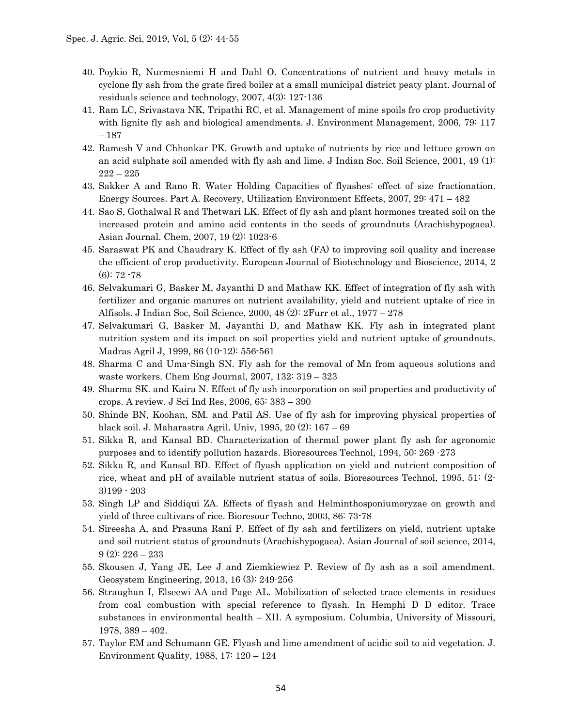40. Poykio R, Nurmesniemi H and Dahl O. Concentrations of nutrient and heavy metals in cyclone fly ash from the grate fired boiler at a small municipal district peaty plant. Journal of residuals science and technology, 2007, 4(3): 127-136
41. Ram LC, Srivastava NK, Tripathi RC, et al. Management of mine spoils fro crop productivity with lignite fly ash and biological amendments. J. Environment Management, 2006, 79: 117 – 187
42. Ramesh V and Chhhonkar PK. Growth and uptake of nutrients by rice and lettuce grown on an acid sulphate soil amended with fly ash and lime. J Indian Soc. Soil Science, 2001, 49 (1): 222 – 225
43. Sakker A and Rano R. Water Holding Capacities of flyashes: effect of size fractionation. Energy Sources. Part A. Recovery, Utilization Environment Effects, 2007, 29: 471 – 482
44. Sao S, Gothalwal R and Thetwari LK. Effect of fly ash and plant hormones treated soil on the increased protein and amino acid contents in the seeds of groundnuts (Arachishypogaea). Asian Journal. Chem, 2007, 19 (2): 1023-6
45. Saraswat PK and Chaudrary K. Effect of fly ash (FA) to improving soil quality and increase the efficient of crop productivity. European Journal of Biotechnology and Bioscience, 2014, 2 (6): 72 -78
46. Selvakumari G, Basker M, Jayanthi D and Mathaw KK. Effect of integration of fly ash with fertilizer and organic manures on nutrient availability, yield and nutrient uptake of rice in Alfisols. J Indian Soc, Soil Science, 2000, 48 (2): 2Furr et al., 1977 – 278
47. Selvakumari G, Basker M, Jayanthi D, and Mathaw KK. Fly ash in integrated plant nutrition system and its impact on soil properties yield and nutrient uptake of groundnuts. Madras Agril J, 1999, 86 (10-12): 556-561
48. Sharma C and Uma-Singh SN. Fly ash for the removal of Mn from aqueous solutions and waste workers. Chem Eng Journal, 2007, 132: 319 – 323
49. Sharma SK. and Kaira N. Effect of fly ash incorporation on soil properties and productivity of crops. A review. J Sci Ind Res, 2006, 65: 383 – 390
50. Shinde BN, Koohan, SM. and Patil AS. Use of fly ash for improving physical properties of black soil. J. Maharastra Agril. Univ, 1995, 20 (2): 167 – 69
51. Sikka R, and Kansal BD. Characterization of thermal power plant fly ash for agronomic purposes and to identify pollution hazards. Bioresources Technol, 1994, 50: 269 -273
52. Sikka R, and Kansal BD. Effect of flyash application on yield and nutrient composition of rice, wheat and pH of available nutrient status of soils. Bioresources Technol, 1995, 51: (2-3)199 - 203
53. Singh LP and Siddiqui ZA. Effects of flyash and Helminthosponiumoryzae on growth and yield of three cultivars of rice. Bioresour Techno, 2003, 86: 73-78
54. Sireesha A, and Prasuna Rani P. Effect of fly ash and fertilizers on yield, nutrient uptake and soil nutrient status of groundnuts (Arachishypogaea). Asian Journal of soil science, 2014, 9 (2): 226 – 233
55. Skousen J, Yang JE, Lee J and Ziemkiewiez P. Review of fly ash as a soil amendment. Geosystem Engineering, 2013, 16 (3): 249-256
56. Straughan I, Elseewi AA and Page AL. Mobilization of selected trace elements in residues from coal combustion with special reference to flyash. In Hemphi D D editor. Trace substances in environmental health – XII. A symposium. Columbia, University of Missouri, 1978, 389 – 402.
57. Taylor EM and Schumann GE. Flyash and lime amendment of acidic soil to aid vegetation. J. Environment Quality, 1988, 17: 120 – 124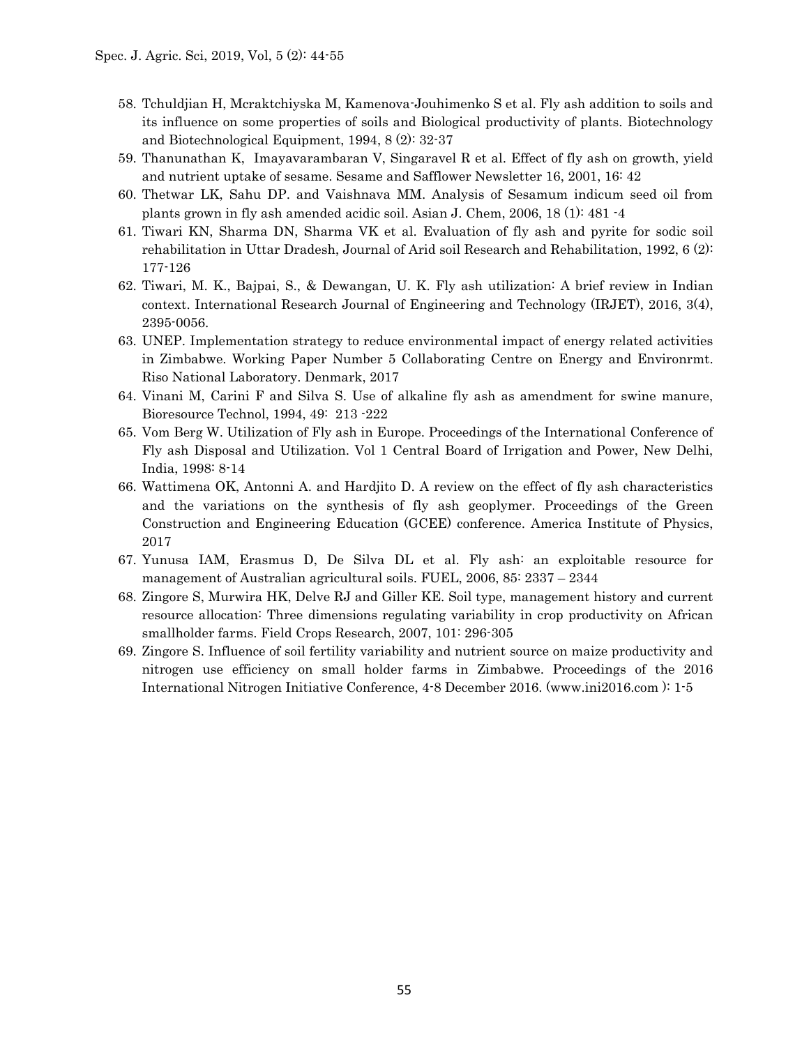58. Tchuldjian H, Mcraktchiyska M, Kamenova-Jouhimenko S et al. Fly ash addition to soils and its influence on some properties of soils and Biological productivity of plants. Biotechnology and Biotechnological Equipment, 1994, 8 (2): 32-37
59. Thanunathan K, Imayavarambaran V, Singaravel R et al. Effect of fly ash on growth, yield and nutrient uptake of sesame. Sesame and Safflower Newsletter 16, 2001, 16: 42
60. Thetwar LK, Sahu DP. and Vaishnava MM. Analysis of Sesamum indicum seed oil from plants grown in fly ash amended acidic soil. Asian J. Chem, 2006, 18 (1): 481 -4
61. Tiwari KN, Sharma DN, Sharma VK et al. Evaluation of fly ash and pyrite for sodic soil rehabilitation in Uttar Dradesh, Journal of Arid soil Research and Rehabilitation, 1992, 6 (2): 177-126
62. Tiwari, M. K., Bajpai, S., & Dewangan, U. K. Fly ash utilization: A brief review in Indian context. International Research Journal of Engineering and Technology (IRJET), 2016, 3(4), 2395-0056.
63. UNEP. Implementation strategy to reduce environmental impact of energy related activities in Zimbabwe. Working Paper Number 5 Collaborating Centre on Energy and Environrmt. Riso National Laboratory. Denmark, 2017
64. Vinani M, Carini F and Silva S. Use of alkaline fly ash as amendment for swine manure, Bioresource Technol, 1994, 49: 213 -222
65. Vom Berg W. Utilization of Fly ash in Europe. Proceedings of the International Conference of Fly ash Disposal and Utilization. Vol 1 Central Board of Irrigation and Power, New Delhi, India, 1998: 8-14
66. Wattimena OK, Antonni A. and Hardjito D. A review on the effect of fly ash characteristics and the variations on the synthesis of fly ash geoplymer. Proceedings of the Green Construction and Engineering Education (GCEE) conference. America Institute of Physics, 2017
67. Yunusa IAM, Erasmus D, De Silva DL et al. Fly ash: an exploitable resource for management of Australian agricultural soils. FUEL, 2006, 85: 2337 – 2344
68. Zingore S, Murwira HK, Delve RJ and Giller KE. Soil type, management history and current resource allocation: Three dimensions regulating variability in crop productivity on African smallholder farms. Field Crops Research, 2007, 101: 296-305
69. Zingore S. Influence of soil fertility variability and nutrient source on maize productivity and nitrogen use efficiency on small holder farms in Zimbabwe. Proceedings of the 2016 International Nitrogen Initiative Conference, 4-8 December 2016. (www.ini2016.com ): 1-5